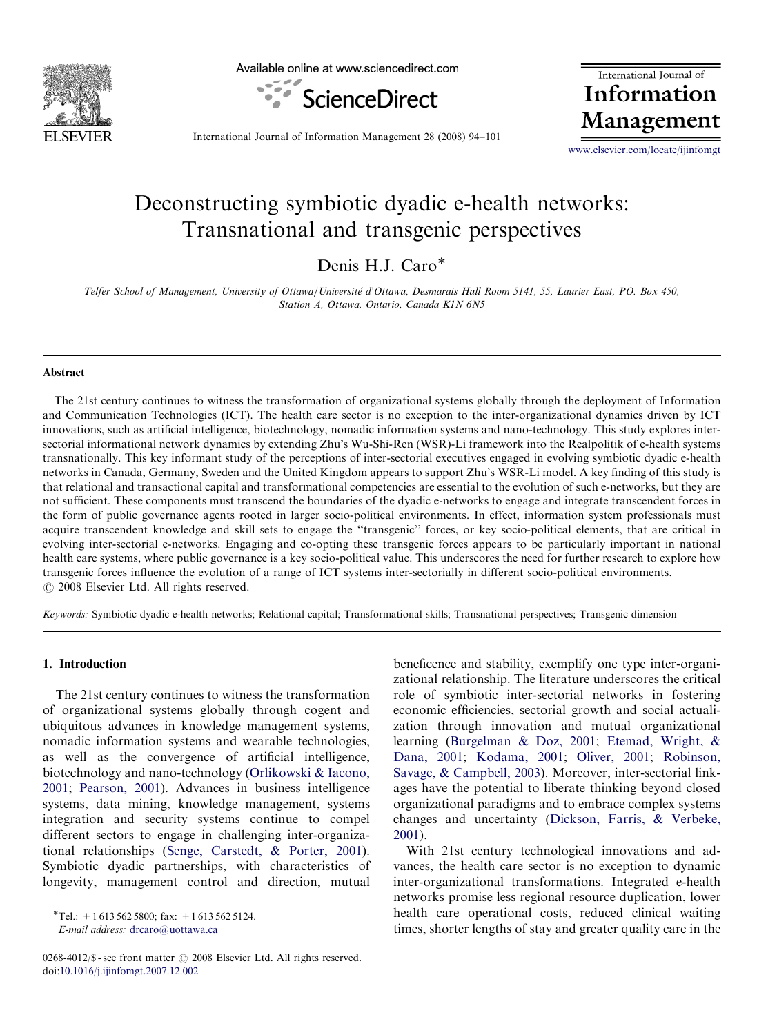# Deconstructing symbiotic dyadic e-health networks: Transnational and transgenic perspectives

Denis H.J. Caro*

*Telfer School of Management, University of Ottawa/Université d'Ottawa, Desmarais Hall Room 5141, 55, Laurier East, PO. Box 450, Station A, Ottawa, Ontario, Canada K1N 6N5*

## Abstract

The 21st century continues to witness the transformation of organizational systems globally through the deployment of Information and Communication Technologies (ICT). The health care sector is no exception to the inter-organizational dynamics driven by ICT innovations, such as artificial intelligence, biotechnology, nomadic information systems and nano-technology. This study explores inter-sectorial informational network dynamics by extending Zhu's Wu-Shi-Ren (WSR)-Li framework into the Realpolitik of e-health systems transnationally. This key informant study of the perceptions of inter-sectorial executives engaged in evolving symbiotic dyadic e-health networks in Canada, Germany, Sweden and the United Kingdom appears to support Zhu's WSR-Li model. A key finding of this study is that relational and transactional capital and transformational competencies are essential to the evolution of such e-networks, but they are not sufficient. These components must transcend the boundaries of the dyadic e-networks to engage and integrate transcendent forces in the form of public governance agents rooted in larger socio-political environments. In effect, information system professionals must acquire transcendent knowledge and skill sets to engage the "transgenic" forces, or key socio-political elements, that are critical in evolving inter-sectorial e-networks. Engaging and co-opting these transgenic forces appears to be particularly important in national health care systems, where public governance is a key socio-political value. This underscores the need for further research to explore how transgenic forces influence the evolution of a range of ICT systems inter-sectorially in different socio-political environments.

© 2008 Elsevier Ltd. All rights reserved.

*Keywords:* Symbiotic dyadic e-health networks; Relational capital; Transformational skills; Transnational perspectives; Transgenic dimension

## 1. Introduction

The 21st century continues to witness the transformation of organizational systems globally through cogent and ubiquitous advances in knowledge management systems, nomadic information systems and wearable technologies, as well as the convergence of artificial intelligence, biotechnology and nano-technology (Orlikowski & Iacono, 2001; Pearson, 2001). Advances in business intelligence systems, data mining, knowledge management, systems integration and security systems continue to compel different sectors to engage in challenging inter-organizational relationships (Senge, Carstedt, & Porter, 2001). Symbiotic dyadic partnerships, with characteristics of longevity, management control and direction, mutual beneficence and stability, exemplify one type inter-organizational relationship. The literature underscores the critical role of symbiotic inter-sectorial networks in fostering economic efficiencies, sectorial growth and social actualization through innovation and mutual organizational learning (Burgelman & Doz, 2001; Etemad, Wright, & Dana, 2001; Kodama, 2001; Oliver, 2001; Robinson, Savage, & Campbell, 2003). Moreover, inter-sectorial linkages have the potential to liberate thinking beyond closed organizational paradigms and to embrace complex systems changes and uncertainty (Dickson, Farris, & Verbeke, 2001).

With 21st century technological innovations and advances, the health care sector is no exception to dynamic inter-organizational transformations. Integrated e-health networks promise less regional resource duplication, lower health care operational costs, reduced clinical waiting times, shorter lengths of stay and greater quality care in the

*Tel.: +1 613 562 5800; fax: +1 613 562 5124.
*E-mail address:* drcaro@uottawa.ca

0268-4012/$ - see front matter © 2008 Elsevier Ltd. All rights reserved.
doi:10.1016/j.ijinfomgt.2007.12.002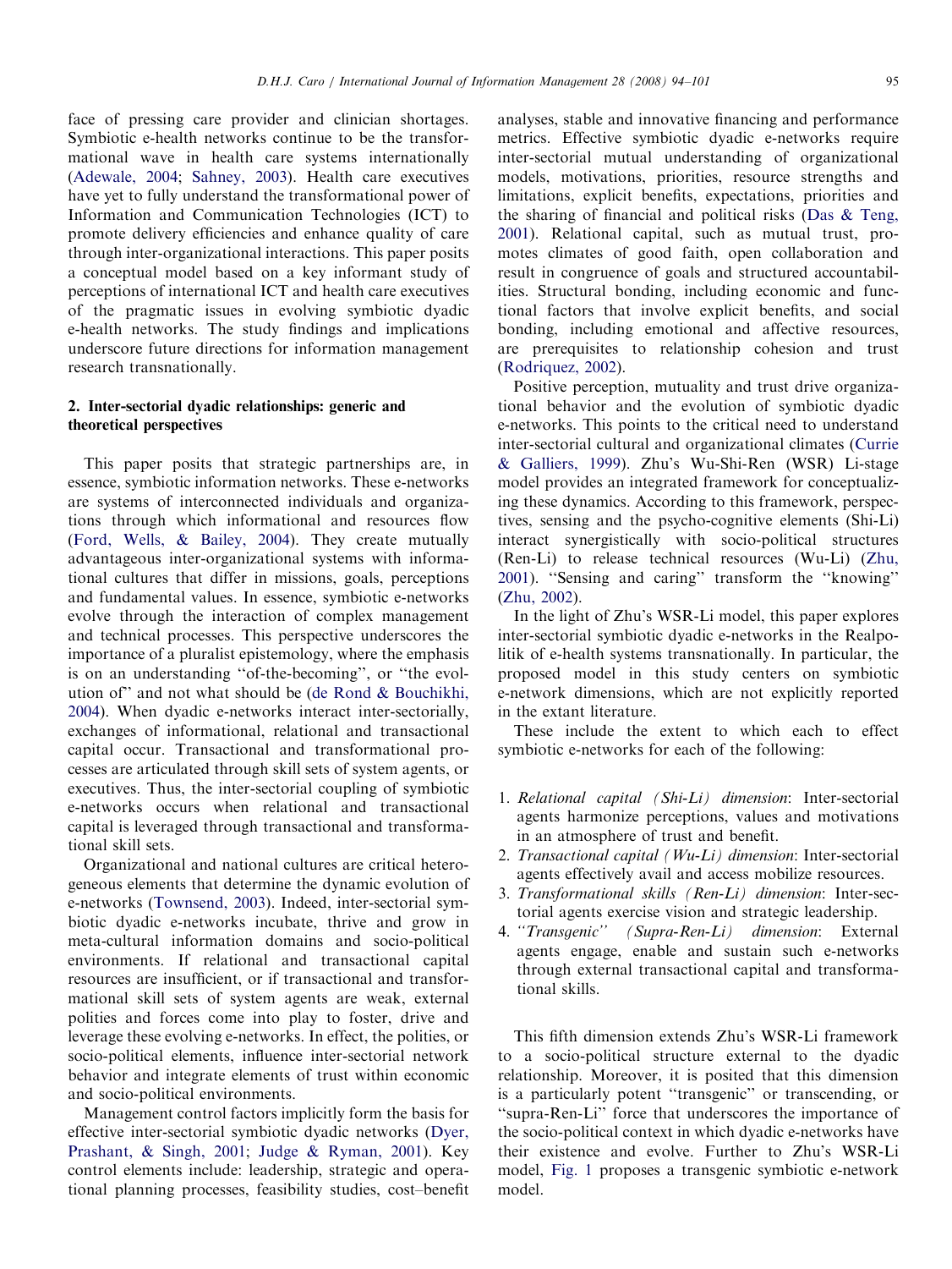face of pressing care provider and clinician shortages. Symbiotic e-health networks continue to be the transformational wave in health care systems internationally (Adewale, 2004; Sahney, 2003). Health care executives have yet to fully understand the transformational power of Information and Communication Technologies (ICT) to promote delivery efficiencies and enhance quality of care through inter-organizational interactions. This paper posits a conceptual model based on a key informant study of perceptions of international ICT and health care executives of the pragmatic issues in evolving symbiotic dyadic e-health networks. The study findings and implications underscore future directions for information management research transnationally.

## 2. Inter-sectorial dyadic relationships: generic and theoretical perspectives

This paper posits that strategic partnerships are, in essence, symbiotic information networks. These e-networks are systems of interconnected individuals and organizations through which informational and resources flow (Ford, Wells, & Bailey, 2004). They create mutually advantageous inter-organizational systems with informational cultures that differ in missions, goals, perceptions and fundamental values. In essence, symbiotic e-networks evolve through the interaction of complex management and technical processes. This perspective underscores the importance of a pluralist epistemology, where the emphasis is on an understanding "of-the-becoming", or "the evolution of" and not what should be (de Rond & Bouchikhi, 2004). When dyadic e-networks interact inter-sectorially, exchanges of informational, relational and transactional capital occur. Transactional and transformational processes are articulated through skill sets of system agents, or executives. Thus, the inter-sectorial coupling of symbiotic e-networks occurs when relational and transactional capital is leveraged through transactional and transformational skill sets.

Organizational and national cultures are critical heterogeneous elements that determine the dynamic evolution of e-networks (Townsend, 2003). Indeed, inter-sectorial symbiotic dyadic e-networks incubate, thrive and grow in meta-cultural information domains and socio-political environments. If relational and transactional capital resources are insufficient, or if transactional and transformational skill sets of system agents are weak, external polities and forces come into play to foster, drive and leverage these evolving e-networks. In effect, the polities, or socio-political elements, influence inter-sectorial network behavior and integrate elements of trust within economic and socio-political environments.

Management control factors implicitly form the basis for effective inter-sectorial symbiotic dyadic networks (Dyer, Prashant, & Singh, 2001; Judge & Ryman, 2001). Key control elements include: leadership, strategic and operational planning processes, feasibility studies, cost–benefit analyses, stable and innovative financing and performance metrics. Effective symbiotic dyadic e-networks require inter-sectorial mutual understanding of organizational models, motivations, priorities, resource strengths and limitations, explicit benefits, expectations, priorities and the sharing of financial and political risks (Das & Teng, 2001). Relational capital, such as mutual trust, promotes climates of good faith, open collaboration and result in congruence of goals and structured accountabilities. Structural bonding, including economic and functional factors that involve explicit benefits, and social bonding, including emotional and affective resources, are prerequisites to relationship cohesion and trust (Rodriquez, 2002).

Positive perception, mutuality and trust drive organizational behavior and the evolution of symbiotic dyadic e-networks. This points to the critical need to understand inter-sectorial cultural and organizational climates (Currie & Galliers, 1999). Zhu's Wu-Shi-Ren (WSR) Li-stage model provides an integrated framework for conceptualizing these dynamics. According to this framework, perspectives, sensing and the psycho-cognitive elements (Shi-Li) interact synergistically with socio-political structures (Ren-Li) to release technical resources (Wu-Li) (Zhu, 2001). "Sensing and caring" transform the "knowing" (Zhu, 2002).

In the light of Zhu's WSR-Li model, this paper explores inter-sectorial symbiotic dyadic e-networks in the Realpolitik of e-health systems transnationally. In particular, the proposed model in this study centers on symbiotic e-network dimensions, which are not explicitly reported in the extant literature.

These include the extent to which each to effect symbiotic e-networks for each of the following:

1. *Relational capital (Shi-Li) dimension*: Inter-sectorial agents harmonize perceptions, values and motivations in an atmosphere of trust and benefit.
2. *Transactional capital (Wu-Li) dimension*: Inter-sectorial agents effectively avail and access mobilize resources.
3. *Transformational skills (Ren-Li) dimension*: Inter-sectorial agents exercise vision and strategic leadership.
4. *"Transgenic" (Supra-Ren-Li) dimension*: External agents engage, enable and sustain such e-networks through external transactional capital and transformational skills.

This fifth dimension extends Zhu's WSR-Li framework to a socio-political structure external to the dyadic relationship. Moreover, it is posited that this dimension is a particularly potent "transgenic" or transcending, or "supra-Ren-Li" force that underscores the importance of the socio-political context in which dyadic e-networks have their existence and evolve. Further to Zhu's WSR-Li model, Fig. 1 proposes a transgenic symbiotic e-network model.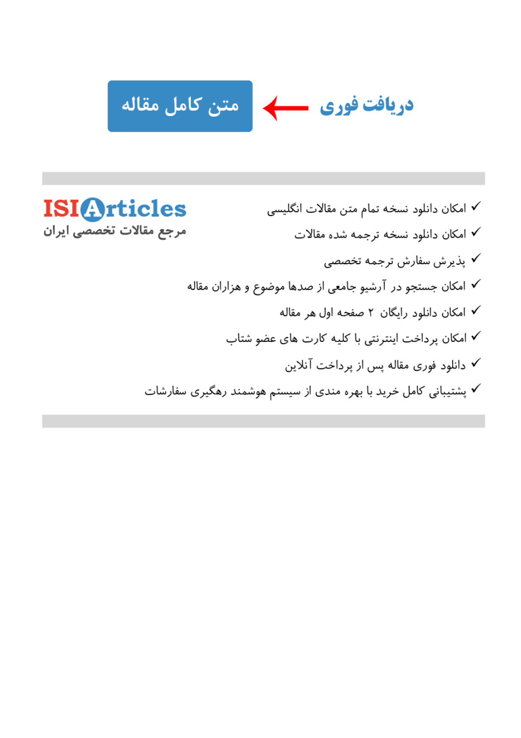دریافت فوری ← **متن کامل مقاله**

**ISIArticles**
مرجع مقالات تخصصی ایران

- ✓ امکان دانلود نسخه تمام متن مقالات انگلیسی
- ✓ امکان دانلود نسخه ترجمه شده مقالات
- ✓ پذیرش سفارش ترجمه تخصصی
- ✓ امکان جستجو در آرشیو جامعی از صدها موضوع و هزاران مقاله
- ✓ امکان دانلود رایگان ۲ صفحه اول هر مقاله
- ✓ امکان پرداخت اینترنتی با کلیه کارت های عضو شتاب
- ✓ دانلود فوری مقاله پس از پرداخت آنلاین
- ✓ پشتیبانی کامل خرید با بهره مندی از سیستم هوشمند رهگیری سفارشات